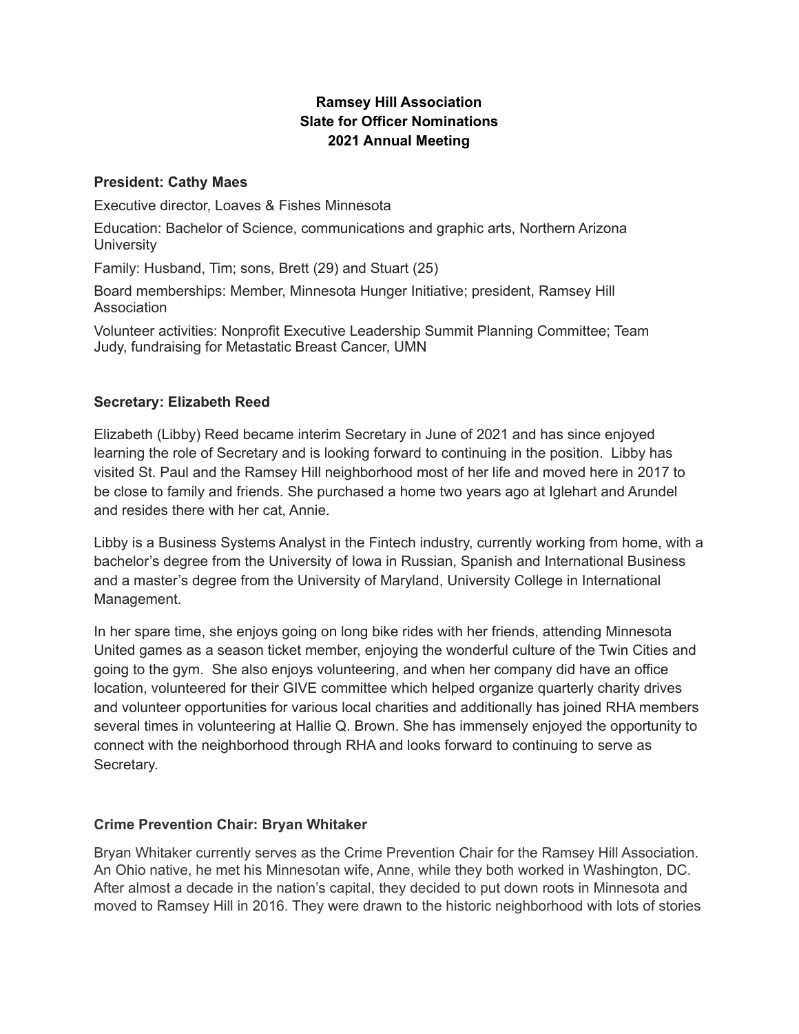**Ramsey Hill Association**
**Slate for Officer Nominations**
**2021 Annual Meeting**

**President: Cathy Maes**

Executive director, Loaves & Fishes Minnesota

Education: Bachelor of Science, communications and graphic arts, Northern Arizona University

Family: Husband, Tim; sons, Brett (29) and Stuart (25)

Board memberships: Member, Minnesota Hunger Initiative; president, Ramsey Hill Association

Volunteer activities: Nonprofit Executive Leadership Summit Planning Committee; Team Judy, fundraising for Metastatic Breast Cancer, UMN

**Secretary: Elizabeth Reed**

Elizabeth (Libby) Reed became interim Secretary in June of 2021 and has since enjoyed learning the role of Secretary and is looking forward to continuing in the position. Libby has visited St. Paul and the Ramsey Hill neighborhood most of her life and moved here in 2017 to be close to family and friends. She purchased a home two years ago at Iglehart and Arundel and resides there with her cat, Annie.

Libby is a Business Systems Analyst in the Fintech industry, currently working from home, with a bachelor's degree from the University of Iowa in Russian, Spanish and International Business and a master's degree from the University of Maryland, University College in International Management.

In her spare time, she enjoys going on long bike rides with her friends, attending Minnesota United games as a season ticket member, enjoying the wonderful culture of the Twin Cities and going to the gym. She also enjoys volunteering, and when her company did have an office location, volunteered for their GIVE committee which helped organize quarterly charity drives and volunteer opportunities for various local charities and additionally has joined RHA members several times in volunteering at Hallie Q. Brown. She has immensely enjoyed the opportunity to connect with the neighborhood through RHA and looks forward to continuing to serve as Secretary.

**Crime Prevention Chair: Bryan Whitaker**

Bryan Whitaker currently serves as the Crime Prevention Chair for the Ramsey Hill Association. An Ohio native, he met his Minnesotan wife, Anne, while they both worked in Washington, DC. After almost a decade in the nation's capital, they decided to put down roots in Minnesota and moved to Ramsey Hill in 2016. They were drawn to the historic neighborhood with lots of stories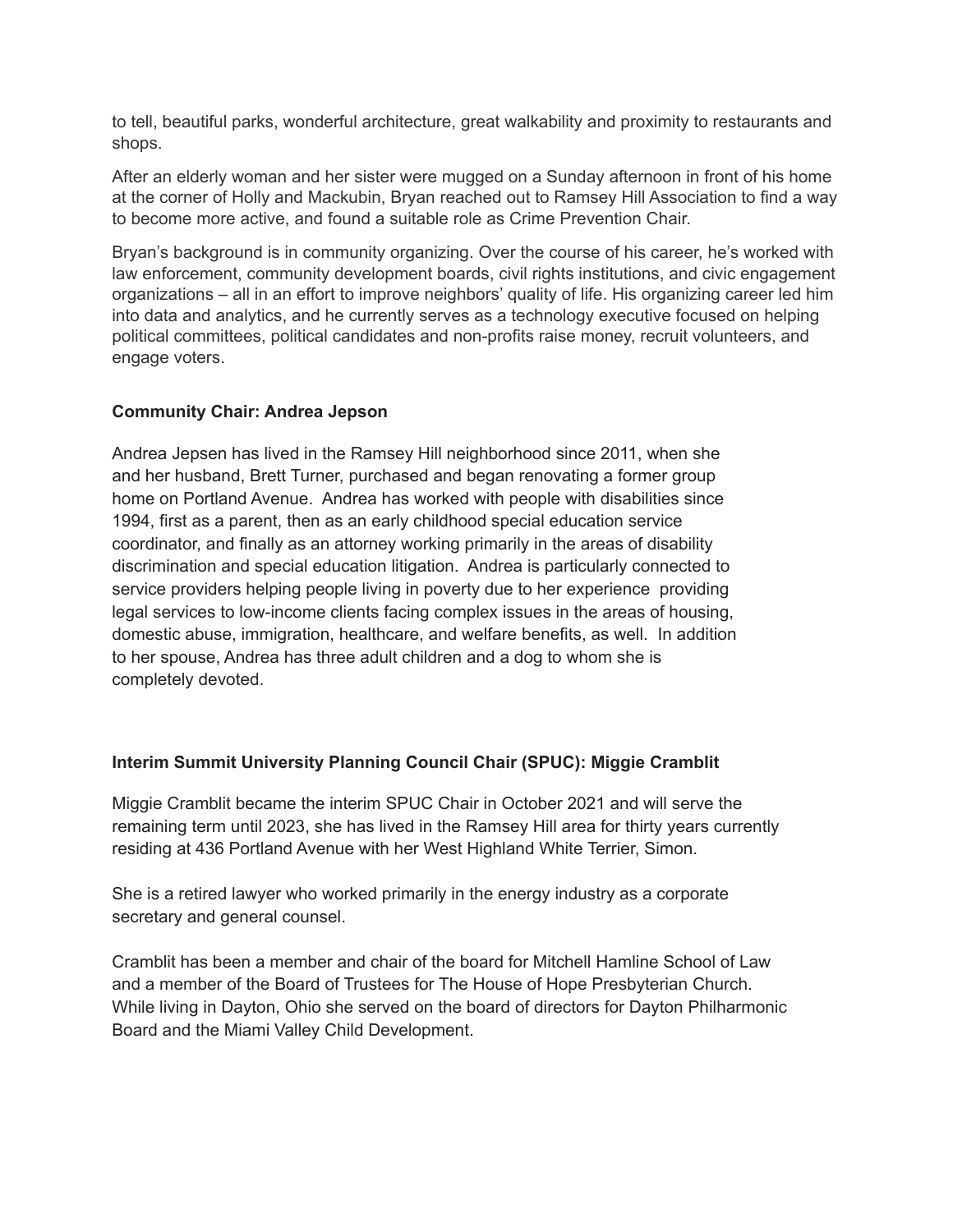to tell, beautiful parks, wonderful architecture, great walkability and proximity to restaurants and shops.

After an elderly woman and her sister were mugged on a Sunday afternoon in front of his home at the corner of Holly and Mackubin, Bryan reached out to Ramsey Hill Association to find a way to become more active, and found a suitable role as Crime Prevention Chair.

Bryan's background is in community organizing. Over the course of his career, he's worked with law enforcement, community development boards, civil rights institutions, and civic engagement organizations – all in an effort to improve neighbors' quality of life. His organizing career led him into data and analytics, and he currently serves as a technology executive focused on helping political committees, political candidates and non-profits raise money, recruit volunteers, and engage voters.

**Community Chair: Andrea Jepson**

Andrea Jepsen has lived in the Ramsey Hill neighborhood since 2011, when she and her husband, Brett Turner, purchased and began renovating a former group home on Portland Avenue. Andrea has worked with people with disabilities since 1994, first as a parent, then as an early childhood special education service coordinator, and finally as an attorney working primarily in the areas of disability discrimination and special education litigation. Andrea is particularly connected to service providers helping people living in poverty due to her experience providing legal services to low-income clients facing complex issues in the areas of housing, domestic abuse, immigration, healthcare, and welfare benefits, as well. In addition to her spouse, Andrea has three adult children and a dog to whom she is completely devoted.

**Interim Summit University Planning Council Chair (SPUC): Miggie Cramblit**

Miggie Cramblit became the interim SPUC Chair in October 2021 and will serve the remaining term until 2023, she has lived in the Ramsey Hill area for thirty years currently residing at 436 Portland Avenue with her West Highland White Terrier, Simon.

She is a retired lawyer who worked primarily in the energy industry as a corporate secretary and general counsel.

Cramblit has been a member and chair of the board for Mitchell Hamline School of Law and a member of the Board of Trustees for The House of Hope Presbyterian Church. While living in Dayton, Ohio she served on the board of directors for Dayton Philharmonic Board and the Miami Valley Child Development.